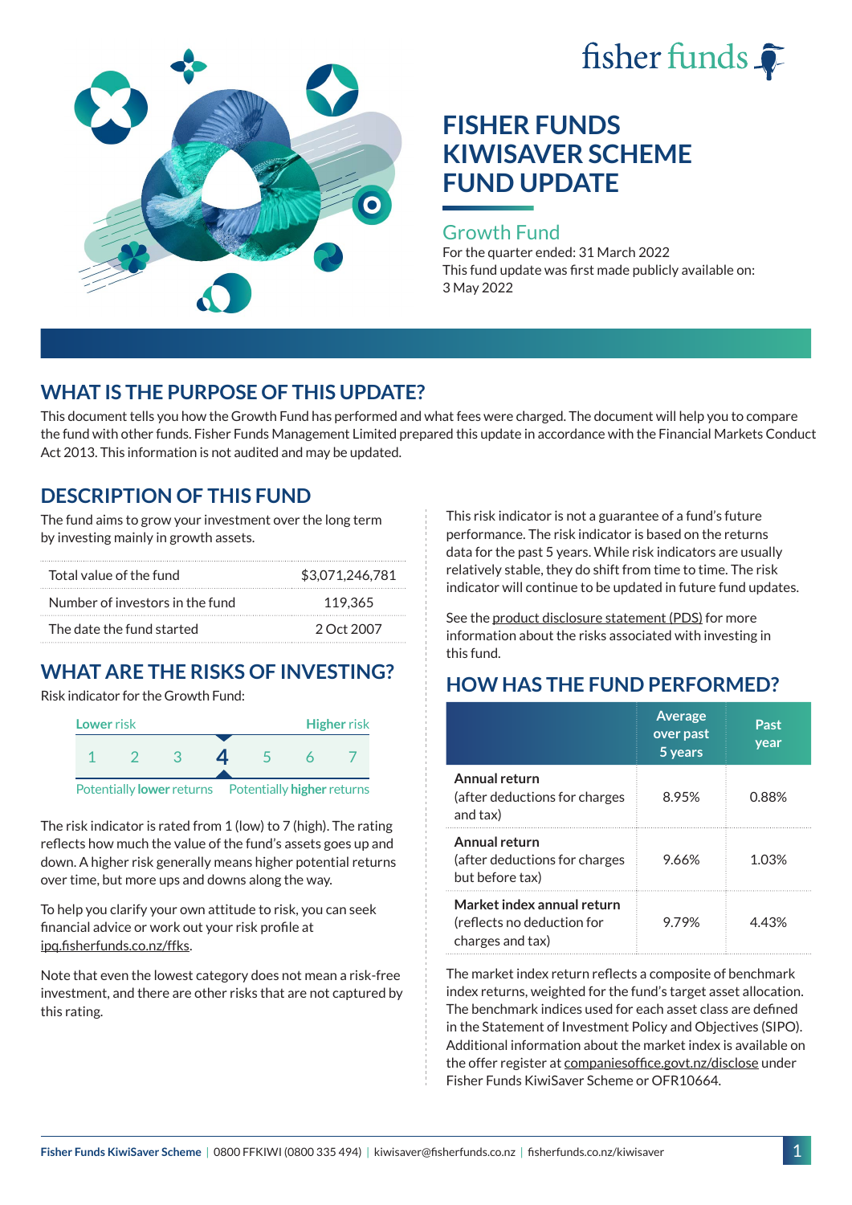# FISHER FUNDS KIWISAVER SCHEME FUND UPDATE

## Growth Fund

For the quarter ended: 31 March 2022

This fund update was first made publicly available on: 3 May 2022

## WHAT IS THE PURPOSE OF THIS UPDATE?

This document tells you how the Growth Fund has performed and what fees were charged. The document will help you to compare the fund with other funds. Fisher Funds Management Limited prepared this update in accordance with the Financial Markets Conduct Act 2013. This information is not audited and may be updated.

## DESCRIPTION OF THIS FUND

The fund aims to grow your investment over the long term by investing mainly in growth assets.

| | |
|---|---|
| Total value of the fund | $3,071,246,781 |
| Number of investors in the fund | 119,365 |
| The date the fund started | 2 Oct 2007 |

## WHAT ARE THE RISKS OF INVESTING?

Risk indicator for the Growth Fund:

| Lower risk | | | | | | Higher risk |
|---|---|---|---|---|---|---|
| 1 | 2 | 3 | **4** | 5 | 6 | 7 |

Potentially **lower** returns — Potentially **higher** returns

The risk indicator is rated from 1 (low) to 7 (high). The rating reflects how much the value of the fund's assets goes up and down. A higher risk generally means higher potential returns over time, but more ups and downs along the way.

To help you clarify your own attitude to risk, you can seek financial advice or work out your risk profile at ipq.fisherfunds.co.nz/ffks.

Note that even the lowest category does not mean a risk-free investment, and there are other risks that are not captured by this rating.

This risk indicator is not a guarantee of a fund's future performance. The risk indicator is based on the returns data for the past 5 years. While risk indicators are usually relatively stable, they do shift from time to time. The risk indicator will continue to be updated in future fund updates.

See the product disclosure statement (PDS) for more information about the risks associated with investing in this fund.

## HOW HAS THE FUND PERFORMED?

| | Average over past 5 years | Past year |
|---|---|---|
| **Annual return** (after deductions for charges and tax) | 8.95% | 0.88% |
| **Annual return** (after deductions for charges but before tax) | 9.66% | 1.03% |
| **Market index annual return** (reflects no deduction for charges and tax) | 9.79% | 4.43% |

The market index return reflects a composite of benchmark index returns, weighted for the fund's target asset allocation. The benchmark indices used for each asset class are defined in the Statement of Investment Policy and Objectives (SIPO). Additional information about the market index is available on the offer register at companiesoffice.govt.nz/disclose under Fisher Funds KiwiSaver Scheme or OFR10664.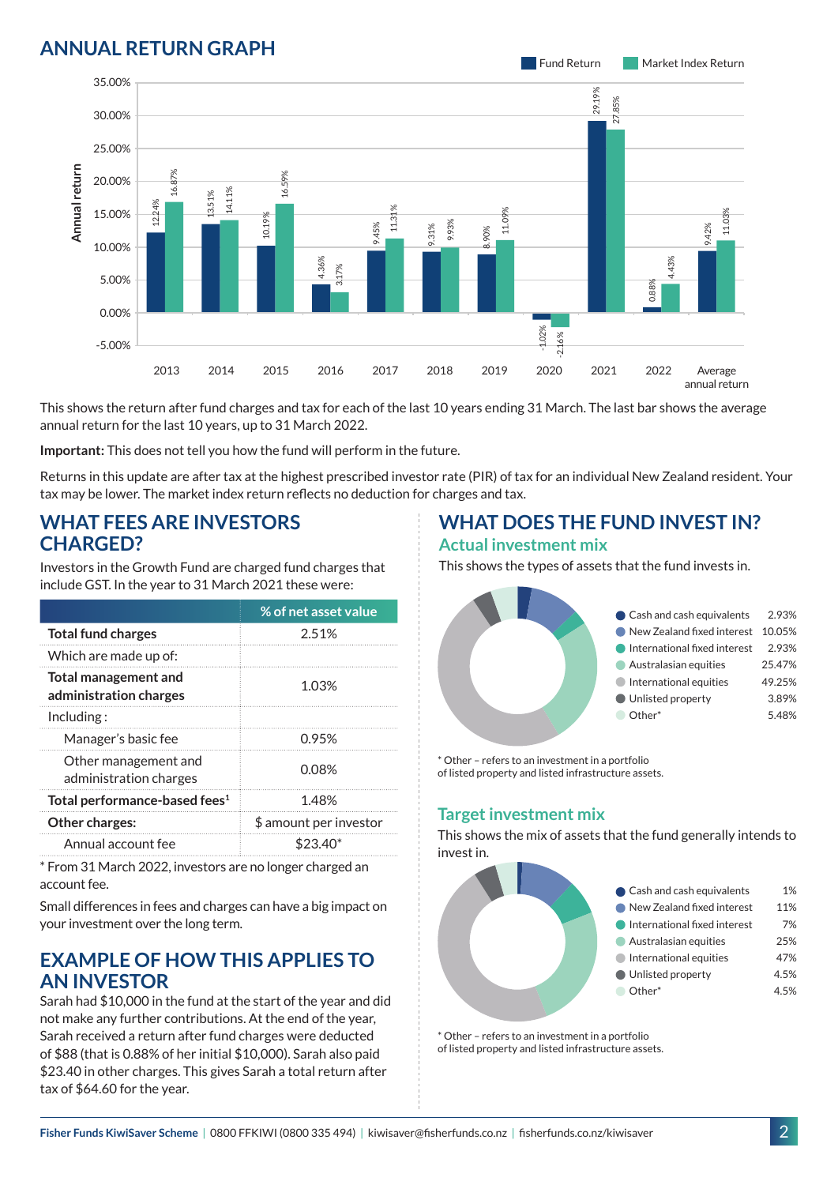## ANNUAL RETURN GRAPH

| Year | Fund Return | Market Index Return |
|---|---|---|
| 2013 | 12.24% | 16.87% |
| 2014 | 13.51% | 14.11% |
| 2015 | 10.19% | 16.59% |
| 2016 | 4.36% | 3.17% |
| 2017 | 9.45% | 11.31% |
| 2018 | 9.31% | 9.93% |
| 2019 | 8.90% | 11.09% |
| 2020 | -1.02% | -2.16% |
| 2021 | 29.19% | 27.85% |
| 2022 | 0.88% | 4.43% |
| Average annual return | 9.42% | 11.03% |

This shows the return after fund charges and tax for each of the last 10 years ending 31 March. The last bar shows the average annual return for the last 10 years, up to 31 March 2022.

**Important:** This does not tell you how the fund will perform in the future.

Returns in this update are after tax at the highest prescribed investor rate (PIR) of tax for an individual New Zealand resident. Your tax may be lower. The market index return reflects no deduction for charges and tax.

## WHAT FEES ARE INVESTORS CHARGED?

Investors in the Growth Fund are charged fund charges that include GST. In the year to 31 March 2021 these were:

| | % of net asset value |
|---|---|
| **Total fund charges** | 2.51% |
| Which are made up of: | |
| **Total management and administration charges** | 1.03% |
| Including : | |
| Manager's basic fee | 0.95% |
| Other management and administration charges | 0.08% |
| **Total performance-based fees[1]** | 1.48% |
| **Other charges:** | $ amount per investor |
| Annual account fee | $23.40* |

* From 31 March 2022, investors are no longer charged an account fee.

Small differences in fees and charges can have a big impact on your investment over the long term.

## EXAMPLE OF HOW THIS APPLIES TO AN INVESTOR

Sarah had $10,000 in the fund at the start of the year and did not make any further contributions. At the end of the year, Sarah received a return after fund charges were deducted of $88 (that is 0.88% of her initial $10,000). Sarah also paid $23.40 in other charges. This gives Sarah a total return after tax of $64.60 for the year.

## WHAT DOES THE FUND INVEST IN?

### Actual investment mix

This shows the types of assets that the fund invests in.

| Asset | % |
|---|---|
| Cash and cash equivalents | 2.93% |
| New Zealand fixed interest | 10.05% |
| International fixed interest | 2.93% |
| Australasian equities | 25.47% |
| International equities | 49.25% |
| Unlisted property | 3.89% |
| Other* | 5.48% |

* Other – refers to an investment in a portfolio of listed property and listed infrastructure assets.

### Target investment mix

This shows the mix of assets that the fund generally intends to invest in.

| Asset | % |
|---|---|
| Cash and cash equivalents | 1% |
| New Zealand fixed interest | 11% |
| International fixed interest | 7% |
| Australasian equities | 25% |
| International equities | 47% |
| Unlisted property | 4.5% |
| Other* | 4.5% |

* Other – refers to an investment in a portfolio of listed property and listed infrastructure assets.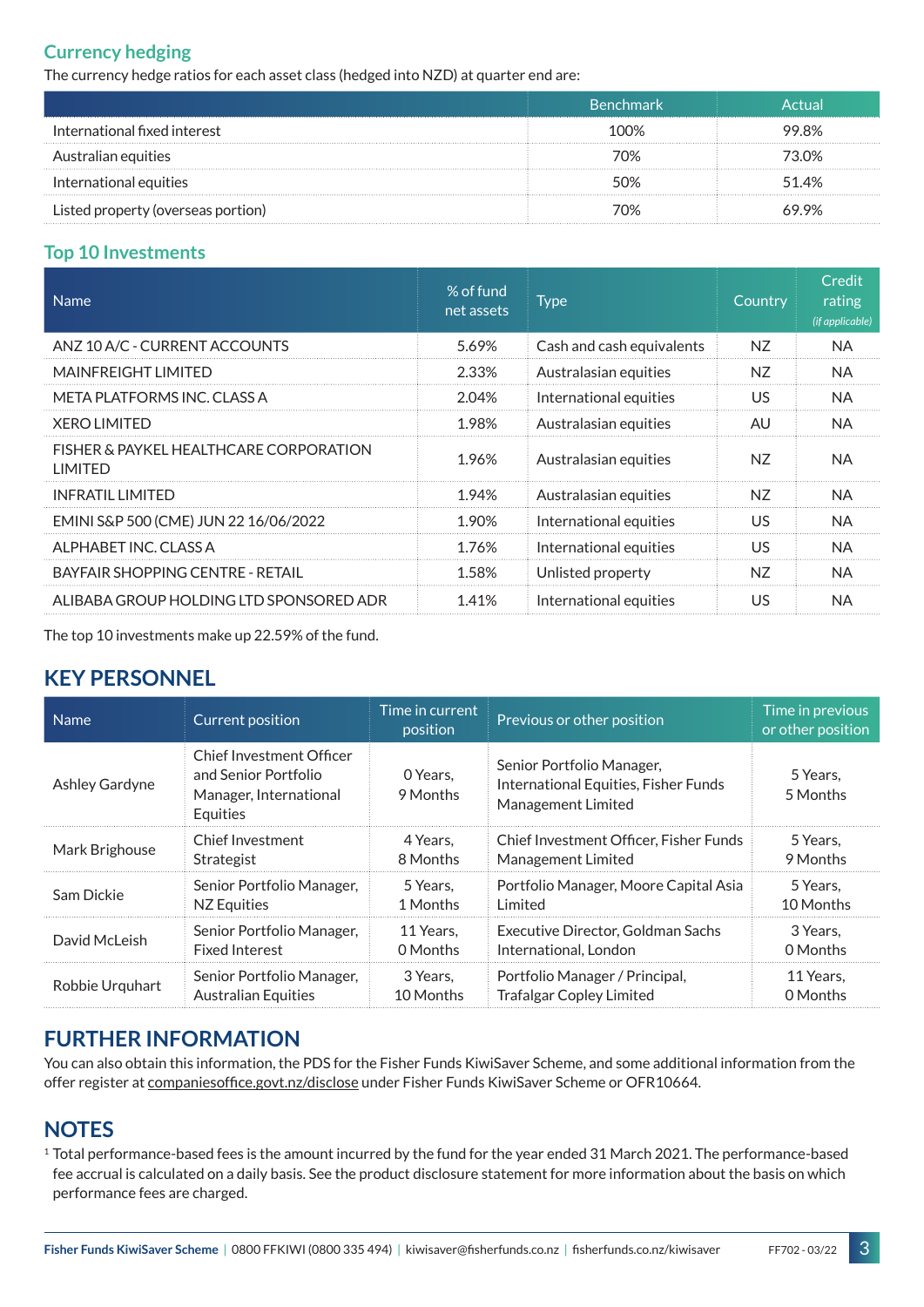## Currency hedging

The currency hedge ratios for each asset class (hedged into NZD) at quarter end are:

| | Benchmark | Actual |
|---|---|---|
| International fixed interest | 100% | 99.8% |
| Australian equities | 70% | 73.0% |
| International equities | 50% | 51.4% |
| Listed property (overseas portion) | 70% | 69.9% |

## Top 10 Investments

| Name | % of fund net assets | Type | Country | Credit rating *(if applicable)* |
|---|---|---|---|---|
| ANZ 10 A/C - CURRENT ACCOUNTS | 5.69% | Cash and cash equivalents | NZ | NA |
| MAINFREIGHT LIMITED | 2.33% | Australasian equities | NZ | NA |
| META PLATFORMS INC. CLASS A | 2.04% | International equities | US | NA |
| XERO LIMITED | 1.98% | Australasian equities | AU | NA |
| FISHER & PAYKEL HEALTHCARE CORPORATION LIMITED | 1.96% | Australasian equities | NZ | NA |
| INFRATIL LIMITED | 1.94% | Australasian equities | NZ | NA |
| EMINI S&P 500 (CME) JUN 22 16/06/2022 | 1.90% | International equities | US | NA |
| ALPHABET INC. CLASS A | 1.76% | International equities | US | NA |
| BAYFAIR SHOPPING CENTRE - RETAIL | 1.58% | Unlisted property | NZ | NA |
| ALIBABA GROUP HOLDING LTD SPONSORED ADR | 1.41% | International equities | US | NA |

The top 10 investments make up 22.59% of the fund.

# KEY PERSONNEL

| Name | Current position | Time in current position | Previous or other position | Time in previous or other position |
|---|---|---|---|---|
| Ashley Gardyne | Chief Investment Officer and Senior Portfolio Manager, International Equities | 0 Years, 9 Months | Senior Portfolio Manager, International Equities, Fisher Funds Management Limited | 5 Years, 5 Months |
| Mark Brighouse | Chief Investment Strategist | 4 Years, 8 Months | Chief Investment Officer, Fisher Funds Management Limited | 5 Years, 9 Months |
| Sam Dickie | Senior Portfolio Manager, NZ Equities | 5 Years, 1 Months | Portfolio Manager, Moore Capital Asia Limited | 5 Years, 10 Months |
| David McLeish | Senior Portfolio Manager, Fixed Interest | 11 Years, 0 Months | Executive Director, Goldman Sachs International, London | 3 Years, 0 Months |
| Robbie Urquhart | Senior Portfolio Manager, Australian Equities | 3 Years, 10 Months | Portfolio Manager / Principal, Trafalgar Copley Limited | 11 Years, 0 Months |

# FURTHER INFORMATION

You can also obtain this information, the PDS for the Fisher Funds KiwiSaver Scheme, and some additional information from the offer register at companiesoffice.govt.nz/disclose under Fisher Funds KiwiSaver Scheme or OFR10664.

# NOTES

[1] Total performance-based fees is the amount incurred by the fund for the year ended 31 March 2021. The performance-based fee accrual is calculated on a daily basis. See the product disclosure statement for more information about the basis on which performance fees are charged.

**Fisher Funds KiwiSaver Scheme** | 0800 FFKIWI (0800 335 494) | kiwisaver@fisherfunds.co.nz | fisherfunds.co.nz/kiwisaver FF702 - 03/22